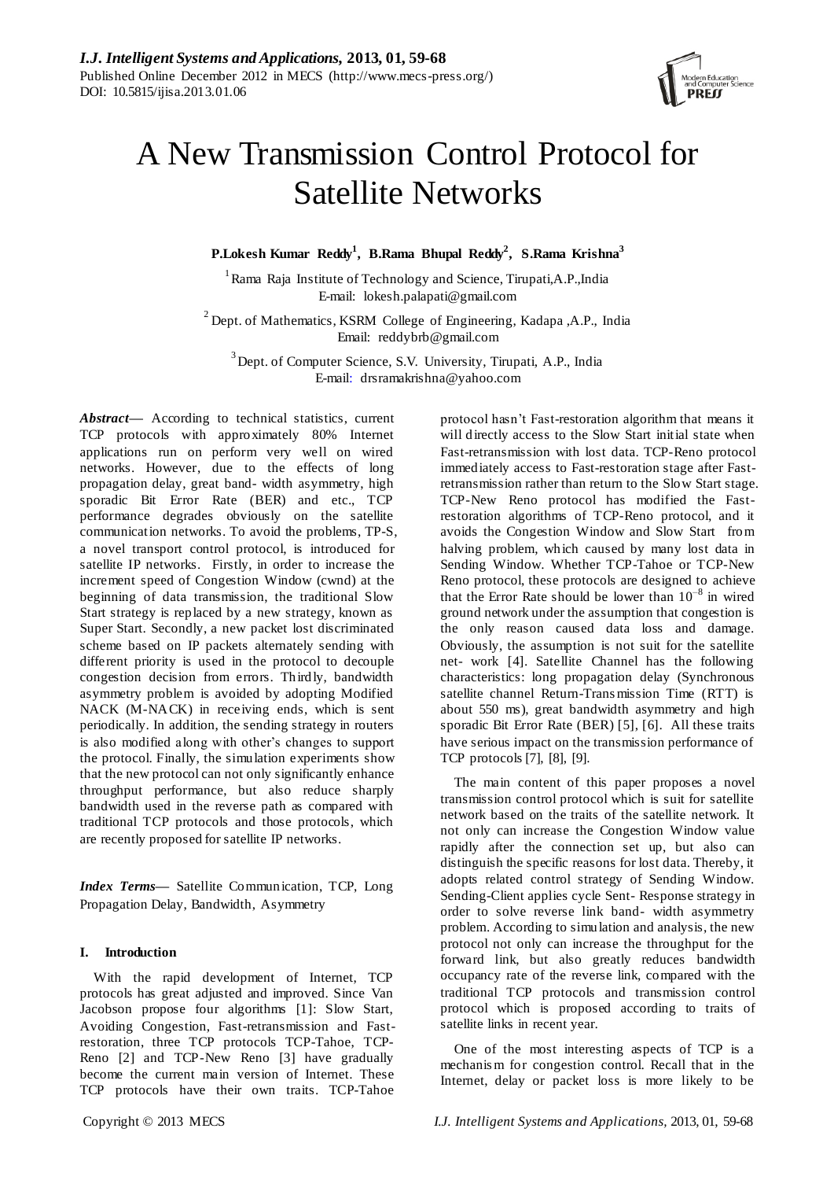# A New Transmission Control Protocol for Satellite Networks

**P.Lokesh Kumar Reddy[1], B.Rama Bhupal Reddy[2], S.Rama Krishna[3]**

[1] Rama Raja Institute of Technology and Science, Tirupati,A.P.,India
E-mail: lokesh.palapati@gmail.com

[2] Dept. of Mathematics, KSRM College of Engineering, Kadapa ,A.P., India
Email: reddybrb@gmail.com

[3] Dept. of Computer Science, S.V. University, Tirupati, A.P., India
E-mail: drsramakrishna@yahoo.com

***Abstract***— According to technical statistics, current TCP protocols with approximately 80% Internet applications run on perform very well on wired networks. However, due to the effects of long propagation delay, great band- width asymmetry, high sporadic Bit Error Rate (BER) and etc., TCP performance degrades obviously on the satellite communication networks. To avoid the problems, TP-S, a novel transport control protocol, is introduced for satellite IP networks. Firstly, in order to increase the increment speed of Congestion Window (cwnd) at the beginning of data transmission, the traditional Slow Start strategy is replaced by a new strategy, known as Super Start. Secondly, a new packet lost discriminated scheme based on IP packets alternately sending with different priority is used in the protocol to decouple congestion decision from errors. Thirdly, bandwidth asymmetry problem is avoided by adopting Modified NACK (M-NACK) in receiving ends, which is sent periodically. In addition, the sending strategy in routers is also modified along with other's changes to support the protocol. Finally, the simulation experiments show that the new protocol can not only significantly enhance throughput performance, but also reduce sharply bandwidth used in the reverse path as compared with traditional TCP protocols and those protocols, which are recently proposed for satellite IP networks.

***Index Terms***— Satellite Communication, TCP, Long Propagation Delay, Bandwidth, Asymmetry

## I. Introduction

With the rapid development of Internet, TCP protocols has great adjusted and improved. Since Van Jacobson propose four algorithms [1]: Slow Start, Avoiding Congestion, Fast-retransmission and Fast-restoration, three TCP protocols TCP-Tahoe, TCP-Reno [2] and TCP-New Reno [3] have gradually become the current main version of Internet. These TCP protocols have their own traits. TCP-Tahoe protocol hasn't Fast-restoration algorithm that means it will directly access to the Slow Start initial state when Fast-retransmission with lost data. TCP-Reno protocol immediately access to Fast-restoration stage after Fast-retransmission rather than return to the Slow Start stage. TCP-New Reno protocol has modified the Fast-restoration algorithms of TCP-Reno protocol, and it avoids the Congestion Window and Slow Start from halving problem, which caused by many lost data in Sending Window. Whether TCP-Tahoe or TCP-New Reno protocol, these protocols are designed to achieve that the Error Rate should be lower than $10^{-8}$ in wired ground network under the assumption that congestion is the only reason caused data loss and damage. Obviously, the assumption is not suit for the satellite net- work [4]. Satellite Channel has the following characteristics: long propagation delay (Synchronous satellite channel Return-Transmission Time (RTT) is about 550 ms), great bandwidth asymmetry and high sporadic Bit Error Rate (BER) [5], [6]. All these traits have serious impact on the transmission performance of TCP protocols [7], [8], [9].

The main content of this paper proposes a novel transmission control protocol which is suit for satellite network based on the traits of the satellite network. It not only can increase the Congestion Window value rapidly after the connection set up, but also can distinguish the specific reasons for lost data. Thereby, it adopts related control strategy of Sending Window. Sending-Client applies cycle Sent- Response strategy in order to solve reverse link band- width asymmetry problem. According to simulation and analysis, the new protocol not only can increase the throughput for the forward link, but also greatly reduces bandwidth occupancy rate of the reverse link, compared with the traditional TCP protocols and transmission control protocol which is proposed according to traits of satellite links in recent year.

One of the most interesting aspects of TCP is a mechanism for congestion control. Recall that in the Internet, delay or packet loss is more likely to be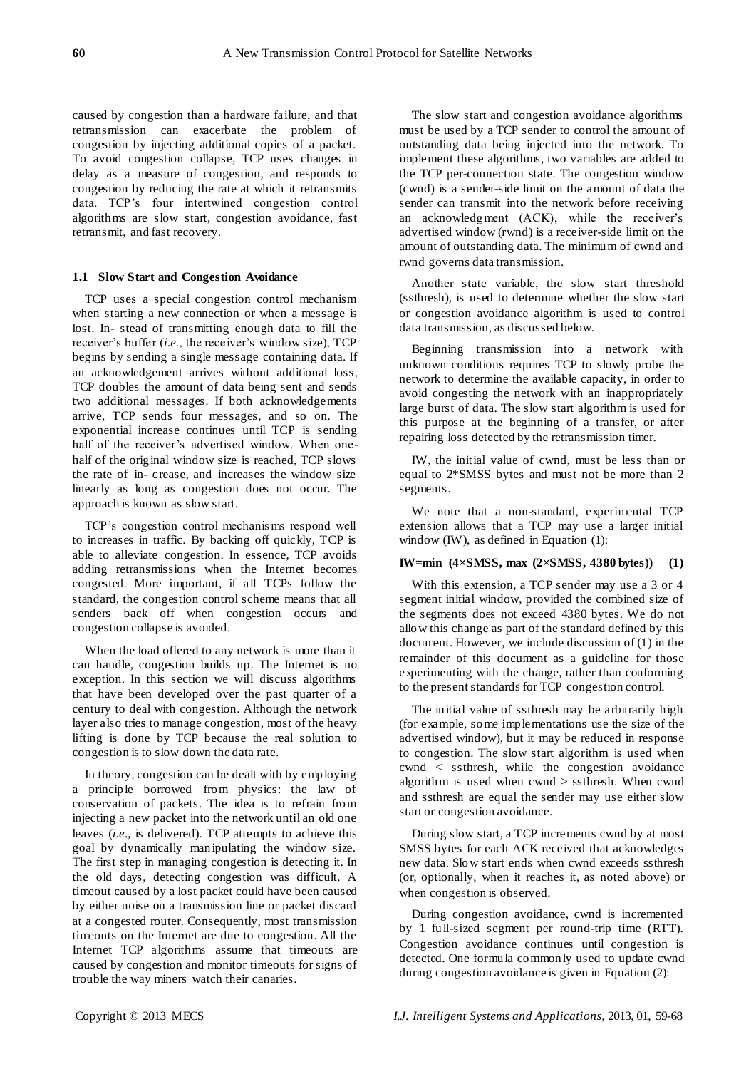caused by congestion than a hardware failure, and that retransmission can exacerbate the problem of congestion by injecting additional copies of a packet. To avoid congestion collapse, TCP uses changes in delay as a measure of congestion, and responds to congestion by reducing the rate at which it retransmits data. TCP's four intertwined congestion control algorithms are slow start, congestion avoidance, fast retransmit, and fast recovery.

### 1.1 Slow Start and Congestion Avoidance

TCP uses a special congestion control mechanism when starting a new connection or when a message is lost. In- stead of transmitting enough data to fill the receiver's buffer (*i.e.*, the receiver's window size), TCP begins by sending a single message containing data. If an acknowledgement arrives without additional loss, TCP doubles the amount of data being sent and sends two additional messages. If both acknowledgements arrive, TCP sends four messages, and so on. The exponential increase continues until TCP is sending half of the receiver's advertised window. When one-half of the original window size is reached, TCP slows the rate of in- crease, and increases the window size linearly as long as congestion does not occur. The approach is known as slow start.

TCP's congestion control mechanisms respond well to increases in traffic. By backing off quickly, TCP is able to alleviate congestion. In essence, TCP avoids adding retransmissions when the Internet becomes congested. More important, if all TCPs follow the standard, the congestion control scheme means that all senders back off when congestion occurs and congestion collapse is avoided.

When the load offered to any network is more than it can handle, congestion builds up. The Internet is no exception. In this section we will discuss algorithms that have been developed over the past quarter of a century to deal with congestion. Although the network layer also tries to manage congestion, most of the heavy lifting is done by TCP because the real solution to congestion is to slow down the data rate.

In theory, congestion can be dealt with by employing a principle borrowed from physics: the law of conservation of packets. The idea is to refrain from injecting a new packet into the network until an old one leaves (*i.e*., is delivered). TCP attempts to achieve this goal by dynamically manipulating the window size. The first step in managing congestion is detecting it. In the old days, detecting congestion was difficult. A timeout caused by a lost packet could have been caused by either noise on a transmission line or packet discard at a congested router. Consequently, most transmission timeouts on the Internet are due to congestion. All the Internet TCP algorithms assume that timeouts are caused by congestion and monitor timeouts for signs of trouble the way miners watch their canaries.

The slow start and congestion avoidance algorithms must be used by a TCP sender to control the amount of outstanding data being injected into the network. To implement these algorithms, two variables are added to the TCP per-connection state. The congestion window (cwnd) is a sender-side limit on the amount of data the sender can transmit into the network before receiving an acknowledgment (ACK), while the receiver's advertised window (rwnd) is a receiver-side limit on the amount of outstanding data. The minimum of cwnd and rwnd governs data transmission.

Another state variable, the slow start threshold (ssthresh), is used to determine whether the slow start or congestion avoidance algorithm is used to control data transmission, as discussed below.

Beginning transmission into a network with unknown conditions requires TCP to slowly probe the network to determine the available capacity, in order to avoid congesting the network with an inappropriately large burst of data. The slow start algorithm is used for this purpose at the beginning of a transfer, or after repairing loss detected by the retransmission timer.

IW, the initial value of cwnd, must be less than or equal to 2*SMSS bytes and must not be more than 2 segments.

We note that a non-standard, experimental TCP extension allows that a TCP may use a larger initial window (IW), as defined in Equation (1):

$$IW = \min(4 \times SMSS, \max(2 \times SMSS, 4380\ \text{bytes})) \quad (1)$$

With this extension, a TCP sender may use a 3 or 4 segment initial window, provided the combined size of the segments does not exceed 4380 bytes. We do not allow this change as part of the standard defined by this document. However, we include discussion of (1) in the remainder of this document as a guideline for those experimenting with the change, rather than conforming to the present standards for TCP congestion control.

The initial value of ssthresh may be arbitrarily high (for example, some implementations use the size of the advertised window), but it may be reduced in response to congestion. The slow start algorithm is used when cwnd < ssthresh, while the congestion avoidance algorithm is used when cwnd > ssthresh. When cwnd and ssthresh are equal the sender may use either slow start or congestion avoidance.

During slow start, a TCP increments cwnd by at most SMSS bytes for each ACK received that acknowledges new data. Slow start ends when cwnd exceeds ssthresh (or, optionally, when it reaches it, as noted above) or when congestion is observed.

During congestion avoidance, cwnd is incremented by 1 full-sized segment per round-trip time (RTT). Congestion avoidance continues until congestion is detected. One formula commonly used to update cwnd during congestion avoidance is given in Equation (2):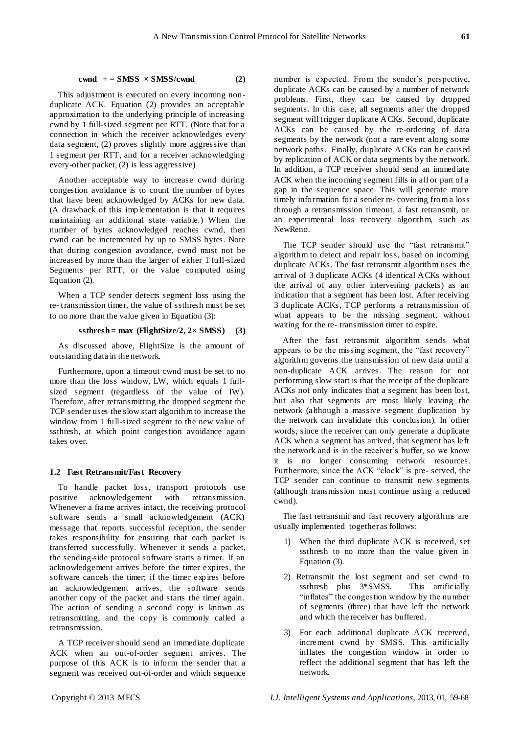$$\mathbf{cwnd\ += SMSS \times SMSS/cwnd} \quad (2)$$

This adjustment is executed on every incoming non-duplicate ACK. Equation (2) provides an acceptable approximation to the underlying principle of increasing cwnd by 1 full-sized segment per RTT. (Note that for a connection in which the receiver acknowledges every data segment, (2) proves slightly more aggressive than 1 segment per RTT, and for a receiver acknowledging every-other packet, (2) is less aggressive)

Another acceptable way to increase cwnd during congestion avoidance is to count the number of bytes that have been acknowledged by ACKs for new data. (A drawback of this implementation is that it requires maintaining an additional state variable.) When the number of bytes acknowledged reaches cwnd, then cwnd can be incremented by up to SMSS bytes. Note that during congestion avoidance, cwnd must not be increased by more than the larger of either 1 full-sized Segments per RTT, or the value computed using Equation (2).

When a TCP sender detects segment loss using the re- transmission timer, the value of ssthresh must be set to no more than the value given in Equation (3):

$$\mathbf{ssthresh = max\ (FlightSize/2,\ 2\times SMSS)} \quad (3)$$

As discussed above, FlightSize is the amount of outstanding data in the network.

Furthermore, upon a timeout cwnd must be set to no more than the loss window, LW, which equals 1 full-sized segment (regardless of the value of IW). Therefore, after retransmitting the dropped segment the TCP sender uses the slow start algorithm to increase the window from 1 full-sized segment to the new value of ssthresh, at which point congestion avoidance again takes over.

### 1.2 Fast Retransmit/Fast Recovery

To handle packet loss, transport protocols use positive acknowledgement with retransmission. Whenever a frame arrives intact, the receiving protocol software sends a small acknowledgement (ACK) message that reports successful reception, the sender takes responsibility for ensuring that each packet is transferred successfully. Whenever it sends a packet, the sending-side protocol software starts a timer. If an acknowledgement arrives before the timer expires, the software cancels the timer; if the timer expires before an acknowledgement arrives, the software sends another copy of the packet and starts the timer again. The action of sending a second copy is known as retransmitting, and the copy is commonly called a retransmission.

A TCP receiver should send an immediate duplicate ACK when an out-of-order segment arrives. The purpose of this ACK is to inform the sender that a segment was received out-of-order and which sequence number is expected. From the sender's perspective, duplicate ACKs can be caused by a number of network problems. First, they can be caused by dropped segments. In this case, all segments after the dropped segment will trigger duplicate ACKs. Second, duplicate ACKs can be caused by the re-ordering of data segments by the network (not a rare event along some network paths. Finally, duplicate ACKs can be caused by replication of ACK or data segments by the network. In addition, a TCP receiver should send an immediate ACK when the incoming segment fills in all or part of a gap in the sequence space. This will generate more timely information for a sender re- covering from a loss through a retransmission timeout, a fast retransmit, or an experimental loss recovery algorithm, such as NewReno.

The TCP sender should use the "fast retransmit" algorithm to detect and repair loss, based on incoming duplicate ACKs. The fast retransmit algorithm uses the arrival of 3 duplicate ACKs (4 identical ACKs without the arrival of any other intervening packets) as an indication that a segment has been lost. After receiving 3 duplicate ACKs, TCP performs a retransmission of what appears to be the missing segment, without waiting for the re- transmission timer to expire.

After the fast retransmit algorithm sends what appears to be the missing segment, the "fast recovery" algorithm governs the transmission of new data until a non-duplicate ACK arrives. The reason for not performing slow start is that the receipt of the duplicate ACKs not only indicates that a segment has been lost, but also that segments are most likely leaving the network (although a massive segment duplication by the network can invalidate this conclusion). In other words, since the receiver can only generate a duplicate ACK when a segment has arrived, that segment has left the network and is in the receiver's buffer, so we know it is no longer consuming network resources. Furthermore, since the ACK "clock" is pre- served, the TCP sender can continue to transmit new segments (although transmission must continue using a reduced cwnd).

The fast retransmit and fast recovery algorithms are usually implemented together as follows:

1) When the third duplicate ACK is received, set ssthresh to no more than the value given in Equation (3).
2) Retransmit the lost segment and set cwnd to ssthresh plus 3*SMSS. This artificially "inflates" the congestion window by the number of segments (three) that have left the network and which the receiver has buffered.
3) For each additional duplicate ACK received, increment cwnd by SMSS. This artificially inflates the congestion window in order to reflect the additional segment that has left the network.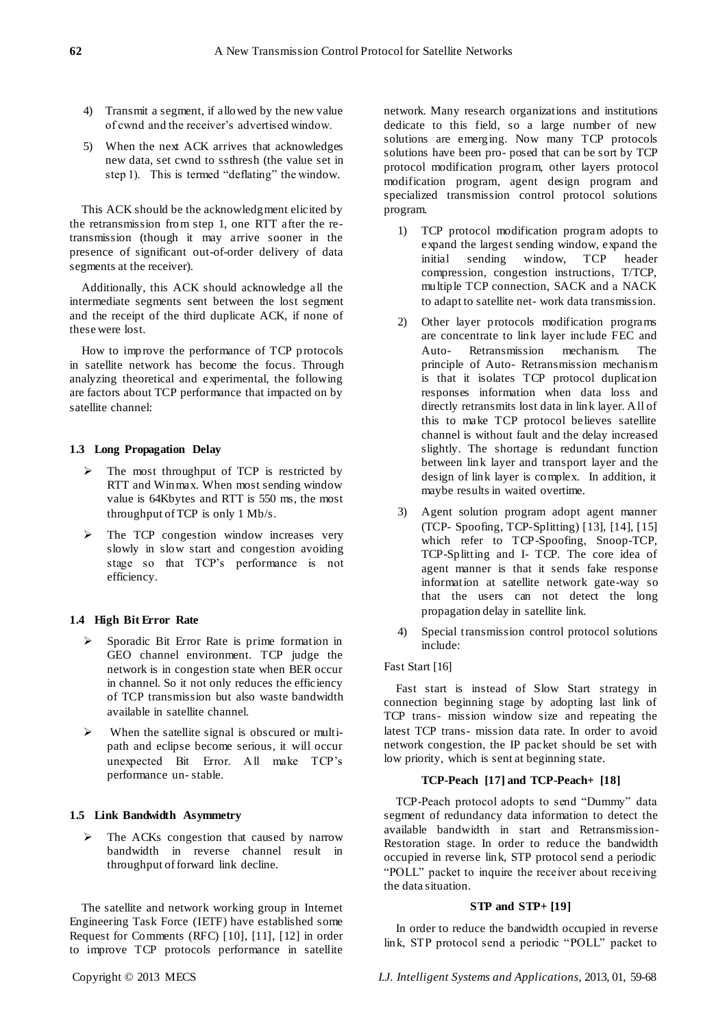4) Transmit a segment, if allowed by the new value of cwnd and the receiver's advertised window.

5) When the next ACK arrives that acknowledges new data, set cwnd to ssthresh (the value set in step 1). This is termed "deflating" the window.

This ACK should be the acknowledgment elicited by the retransmission from step 1, one RTT after the re-transmission (though it may arrive sooner in the presence of significant out-of-order delivery of data segments at the receiver).

Additionally, this ACK should acknowledge all the intermediate segments sent between the lost segment and the receipt of the third duplicate ACK, if none of these were lost.

How to improve the performance of TCP protocols in satellite network has become the focus. Through analyzing theoretical and experimental, the following are factors about TCP performance that impacted on by satellite channel:

### 1.3 Long Propagation Delay

- The most throughput of TCP is restricted by RTT and Winmax. When most sending window value is 64Kbytes and RTT is 550 ms, the most throughput of TCP is only 1 Mb/s.
- The TCP congestion window increases very slowly in slow start and congestion avoiding stage so that TCP's performance is not efficiency.

### 1.4 High Bit Error Rate

- Sporadic Bit Error Rate is prime formation in GEO channel environment. TCP judge the network is in congestion state when BER occur in channel. So it not only reduces the efficiency of TCP transmission but also waste bandwidth available in satellite channel.
- When the satellite signal is obscured or multi-path and eclipse become serious, it will occur unexpected Bit Error. All make TCP's performance un- stable.

### 1.5 Link Bandwidth Asymmetry

- The ACKs congestion that caused by narrow bandwidth in reverse channel result in throughput of forward link decline.

The satellite and network working group in Internet Engineering Task Force (IETF) have established some Request for Comments (RFC) [10], [11], [12] in order to improve TCP protocols performance in satellite network. Many research organizations and institutions dedicate to this field, so a large number of new solutions are emerging. Now many TCP protocols solutions have been pro- posed that can be sort by TCP protocol modification program, other layers protocol modification program, agent design program and specialized transmission control protocol solutions program.

1) TCP protocol modification program adopts to expand the largest sending window, expand the initial sending window, TCP header compression, congestion instructions, T/TCP, multiple TCP connection, SACK and a NACK to adapt to satellite net- work data transmission.

2) Other layer protocols modification programs are concentrate to link layer include FEC and Auto- Retransmission mechanism. The principle of Auto- Retransmission mechanism is that it isolates TCP protocol duplication responses information when data loss and directly retransmits lost data in link layer. All of this to make TCP protocol believes satellite channel is without fault and the delay increased slightly. The shortage is redundant function between link layer and transport layer and the design of link layer is complex. In addition, it maybe results in waited overtime.

3) Agent solution program adopt agent manner (TCP- Spoofing, TCP-Splitting) [13], [14], [15] which refer to TCP-Spoofing, Snoop-TCP, TCP-Splitting and I- TCP. The core idea of agent manner is that it sends fake response information at satellite network gate-way so that the users can not detect the long propagation delay in satellite link.

4) Special transmission control protocol solutions include:

Fast Start [16]

Fast start is instead of Slow Start strategy in connection beginning stage by adopting last link of TCP trans- mission window size and repeating the latest TCP trans- mission data rate. In order to avoid network congestion, the IP packet should be set with low priority, which is sent at beginning state.

**TCP-Peach [17] and TCP-Peach+ [18]**

TCP-Peach protocol adopts to send "Dummy" data segment of redundancy data information to detect the available bandwidth in start and Retransmission-Restoration stage. In order to reduce the bandwidth occupied in reverse link, STP protocol send a periodic "POLL" packet to inquire the receiver about receiving the data situation.

**STP and STP+ [19]**

In order to reduce the bandwidth occupied in reverse link, STP protocol send a periodic "POLL" packet to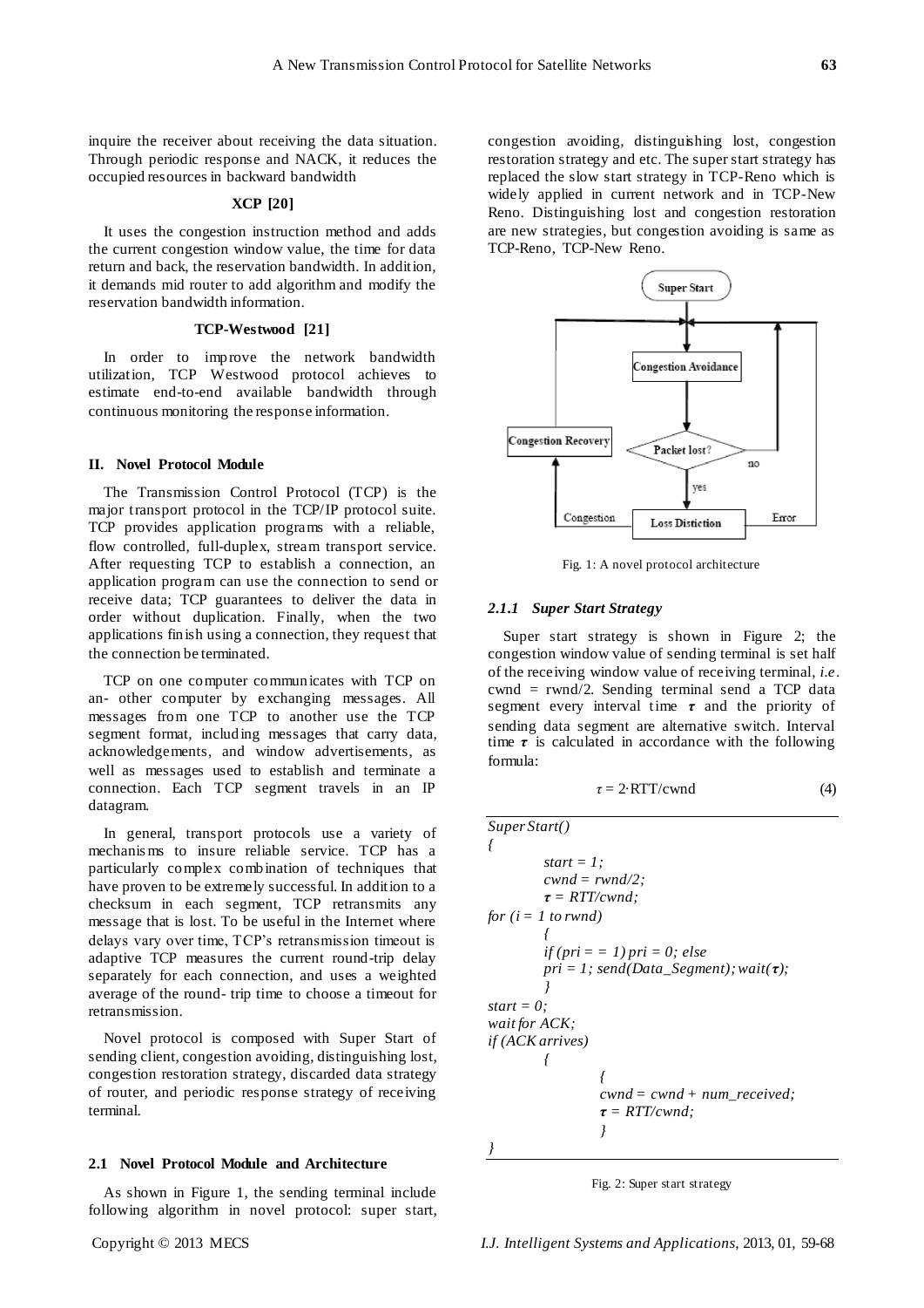inquire the receiver about receiving the data situation. Through periodic response and NACK, it reduces the occupied resources in backward bandwidth

**XCP [20]**

It uses the congestion instruction method and adds the current congestion window value, the time for data return and back, the reservation bandwidth. In addition, it demands mid router to add algorithm and modify the reservation bandwidth information.

**TCP-Westwood [21]**

In order to improve the network bandwidth utilization, TCP Westwood protocol achieves to estimate end-to-end available bandwidth through continuous monitoring the response information.

## II. Novel Protocol Module

The Transmission Control Protocol (TCP) is the major transport protocol in the TCP/IP protocol suite. TCP provides application programs with a reliable, flow controlled, full-duplex, stream transport service. After requesting TCP to establish a connection, an application program can use the connection to send or receive data; TCP guarantees to deliver the data in order without duplication. Finally, when the two applications finish using a connection, they request that the connection be terminated.

TCP on one computer communicates with TCP on an- other computer by exchanging messages. All messages from one TCP to another use the TCP segment format, including messages that carry data, acknowledgements, and window advertisements, as well as messages used to establish and terminate a connection. Each TCP segment travels in an IP datagram.

In general, transport protocols use a variety of mechanisms to insure reliable service. TCP has a particularly complex combination of techniques that have proven to be extremely successful. In addition to a checksum in each segment, TCP retransmits any message that is lost. To be useful in the Internet where delays vary over time, TCP's retransmission timeout is adaptive TCP measures the current round-trip delay separately for each connection, and uses a weighted average of the round- trip time to choose a timeout for retransmission.

Novel protocol is composed with Super Start of sending client, congestion avoiding, distinguishing lost, congestion restoration strategy, discarded data strategy of router, and periodic response strategy of receiving terminal.

### 2.1 Novel Protocol Module and Architecture

As shown in Figure 1, the sending terminal include following algorithm in novel protocol: super start, congestion avoiding, distinguishing lost, congestion restoration strategy and etc. The super start strategy has replaced the slow start strategy in TCP-Reno which is widely applied in current network and in TCP-New Reno. Distinguishing lost and congestion restoration are new strategies, but congestion avoiding is same as TCP-Reno, TCP-New Reno.

Fig. 1: A novel protocol architecture

#### *2.1.1 Super Start Strategy*

Super start strategy is shown in Figure 2; the congestion window value of sending terminal is set half of the receiving window value of receiving terminal, *i.e*. cwnd = rwnd/2. Sending terminal send a TCP data segment every interval time $\tau$ and the priority of sending data segment are alternative switch. Interval time $\tau$ is calculated in accordance with the following formula:

$$\tau = 2 \cdot \text{RTT}/\text{cwnd} \tag{4}$$

```
SuperStart()
{
        start = 1;
        cwnd = rwnd/2;
        τ = RTT/cwnd;
for (i = 1 to rwnd)
        {
        if (pri = = 1) pri = 0; else
        pri = 1; send(Data_Segment); wait(τ);
        }
start = 0;
wait for ACK;
if (ACK arrives)
        {
                {
                cwnd = cwnd + num_received;
                τ = RTT/cwnd;
                }
}
```

Fig. 2: Super start strategy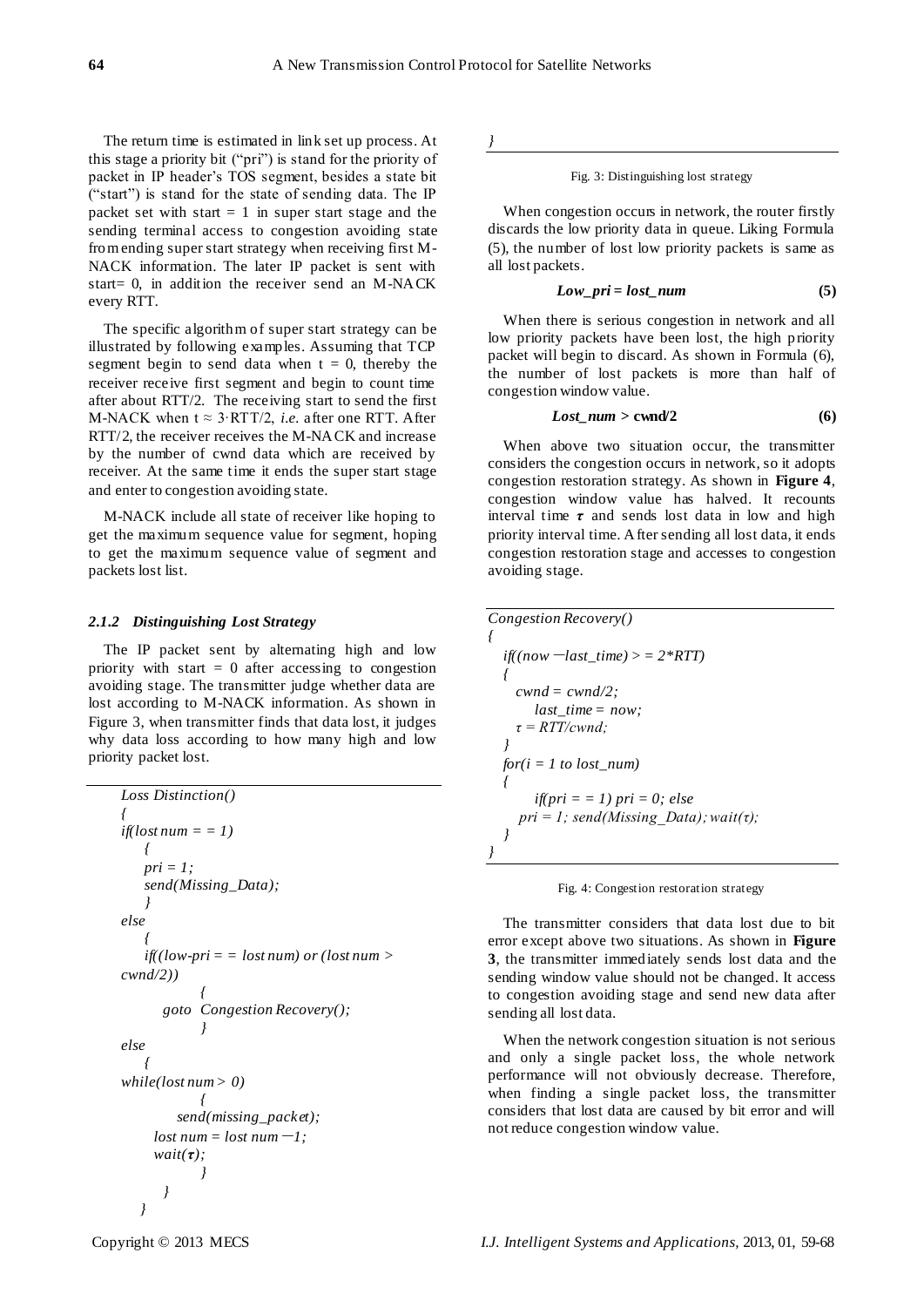The return time is estimated in link set up process. At this stage a priority bit ("pri") is stand for the priority of packet in IP header's TOS segment, besides a state bit ("start") is stand for the state of sending data. The IP packet set with start = 1 in super start stage and the sending terminal access to congestion avoiding state from ending super start strategy when receiving first M-NACK information. The later IP packet is sent with start= 0, in addition the receiver send an M-NACK every RTT.

The specific algorithm of super start strategy can be illustrated by following examples. Assuming that TCP segment begin to send data when t = 0, thereby the receiver receive first segment and begin to count time after about RTT/2. The receiving start to send the first M-NACK when $t \approx 3 \cdot RTT/2$, *i.e.* after one RTT. After RTT/2, the receiver receives the M-NACK and increase by the number of cwnd data which are received by receiver. At the same time it ends the super start stage and enter to congestion avoiding state.

M-NACK include all state of receiver like hoping to get the maximum sequence value for segment, hoping to get the maximum sequence value of segment and packets lost list.

### *2.1.2 Distinguishing Lost Strategy*

The IP packet sent by alternating high and low priority with start = 0 after accessing to congestion avoiding stage. The transmitter judge whether data are lost according to M-NACK information. As shown in Figure 3, when transmitter finds that data lost, it judges why data loss according to how many high and low priority packet lost.

```
Loss Distinction()
{
if(lost num = = 1)
    {
    pri = 1;
    send(Missing_Data);
    }
else
    {
    if((low-pri = = lost num) or (lost num > cwnd/2))
            {
        goto  Congestion Recovery();
            }
else
    {
while(lost num > 0)
            {
          send(missing_packet);
      lost num = lost num —1;
      wait(τ);
            }
      }
    }
}
```

Fig. 3: Distinguishing lost strategy

When congestion occurs in network, the router firstly discards the low priority data in queue. Liking Formula (5), the number of lost low priority packets is same as all lost packets.

$$\boldsymbol{Low\_pri = lost\_num} \tag{5}$$

When there is serious congestion in network and all low priority packets have been lost, the high priority packet will begin to discard. As shown in Formula (6), the number of lost packets is more than half of congestion window value.

$$\boldsymbol{Lost\_num > cwnd/2} \tag{6}$$

When above two situation occur, the transmitter considers the congestion occurs in network, so it adopts congestion restoration strategy. As shown in **Figure 4**, congestion window value has halved. It recounts interval time $\boldsymbol{\tau}$ and sends lost data in low and high priority interval time. After sending all lost data, it ends congestion restoration stage and accesses to congestion avoiding stage.

```
Congestion Recovery()
{
  if((now —last_time) > = 2*RTT)
  {
    cwnd = cwnd/2;
       last_time = now;
    τ = RTT/cwnd;
  }
  for(i = 1 to lost_num)
  {
       if(pri = = 1) pri = 0; else
     pri = 1; send(Missing_Data); wait(τ);
  }
}
```

Fig. 4: Congestion restoration strategy

The transmitter considers that data lost due to bit error except above two situations. As shown in **Figure 3**, the transmitter immediately sends lost data and the sending window value should not be changed. It access to congestion avoiding stage and send new data after sending all lost data.

When the network congestion situation is not serious and only a single packet loss, the whole network performance will not obviously decrease. Therefore, when finding a single packet loss, the transmitter considers that lost data are caused by bit error and will not reduce congestion window value.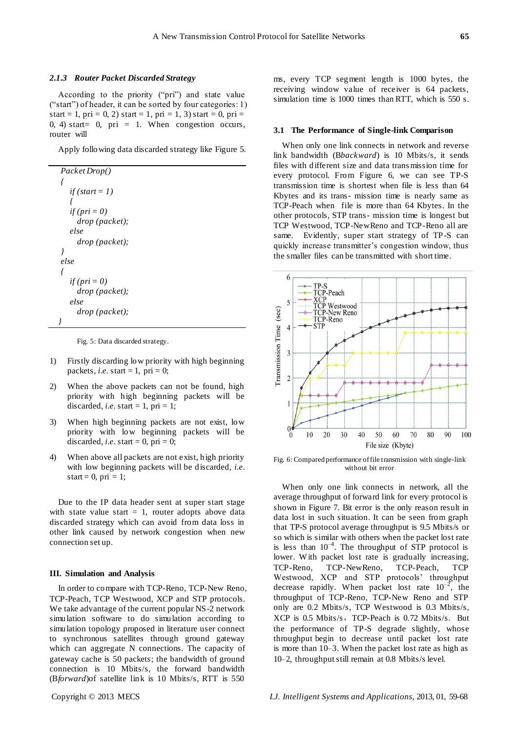#### 2.1.3 Router Packet Discarded Strategy

According to the priority ("pri") and state value ("start") of header, it can be sorted by four categories: 1) start = 1, pri = 0, 2) start = 1, pri = 1, 3) start = 0, pri = 0, 4) start= 0, pri = 1. When congestion occurs, router will

Apply following data discarded strategy like Figure 5.

```
Packet Drop()
{
    if (start = 1)
    {
    if (pri = 0)
        drop (packet);
    else
        drop (packet);
}
else
{
    if (pri = 0)
        drop (packet);
    else
        drop (packet);
}
```

Fig. 5: Data discarded strategy.

1) Firstly discarding low priority with high beginning packets, *i.e.* start = 1, pri = 0;
2) When the above packets can not be found, high priority with high beginning packets will be discarded, *i.e.* start = 1, pri = 1;
3) When high beginning packets are not exist, low priority with low beginning packets will be discarded, *i.e.* start = 0, pri = 0;
4) When above all packets are not exist, high priority with low beginning packets will be discarded, *i.e.* start = 0, pri = 1;

Due to the IP data header sent at super start stage with state value start = 1, router adopts above data discarded strategy which can avoid from data loss in other link caused by network congestion when new connection set up.

## III. Simulation and Analysis

In order to compare with TCP-Reno, TCP-New Reno, TCP-Peach, TCP Westwood, XCP and STP protocols. We take advantage of the current popular NS-2 network simulation software to do simulation according to simulation topology proposed in literature user connect to synchronous satellites through ground gateway which can aggregate N connections. The capacity of gateway cache is 50 packets; the bandwidth of ground connection is 10 Mbits/s, the forward bandwidth (B*forward*)of satellite link is 10 Mbits/s, RTT is 550 ms, every TCP segment length is 1000 bytes, the receiving window value of receiver is 64 packets, simulation time is 1000 times than RTT, which is 550 s.

### 3.1 The Performance of Single-link Comparison

When only one link connects in network and reverse link bandwidth (B*backward*) is 10 Mbits/s, it sends files with different size and data transmission time for every protocol. From Figure 6, we can see TP-S transmission time is shortest when file is less than 64 Kbytes and its trans- mission time is nearly same as TCP-Peach when file is more than 64 Kbytes. In the other protocols, STP trans- mission time is longest but TCP Westwood, TCP-NewReno and TCP-Reno all are same. Evidently, super start strategy of TP-S can quickly increase transmitter's congestion window, thus the smaller files can be transmitted with short time.

Fig. 6: Compared performance of file transmission with single-link without bit error

When only one link connects in network, all the average throughput of forward link for every protocol is shown in Figure 7. Bit error is the only reason result in data lost in such situation. It can be seen from graph that TP-S protocol average throughput is 9.5 Mbits/s or so which is similar with others when the packet lost rate is less than $10^{-4}$. The throughput of STP protocol is lower. With packet lost rate is gradually increasing, TCP-Reno, TCP-NewReno, TCP-Peach, TCP Westwood, XCP and STP protocols' throughput decrease rapidly. When packet lost rate $10^{-2}$, the throughput of TCP-Reno, TCP-New Reno and STP only are 0.2 Mbits/s, TCP Westwood is 0.3 Mbits/s, XCP is 0.5 Mbits/s, TCP-Peach is 0.72 Mbits/s. But the performance of TP-S degrade slightly, whose throughput begin to decrease until packet lost rate is more than 10–3. When the packet lost rate as high as 10–2, throughput still remain at 0.8 Mbits/s level.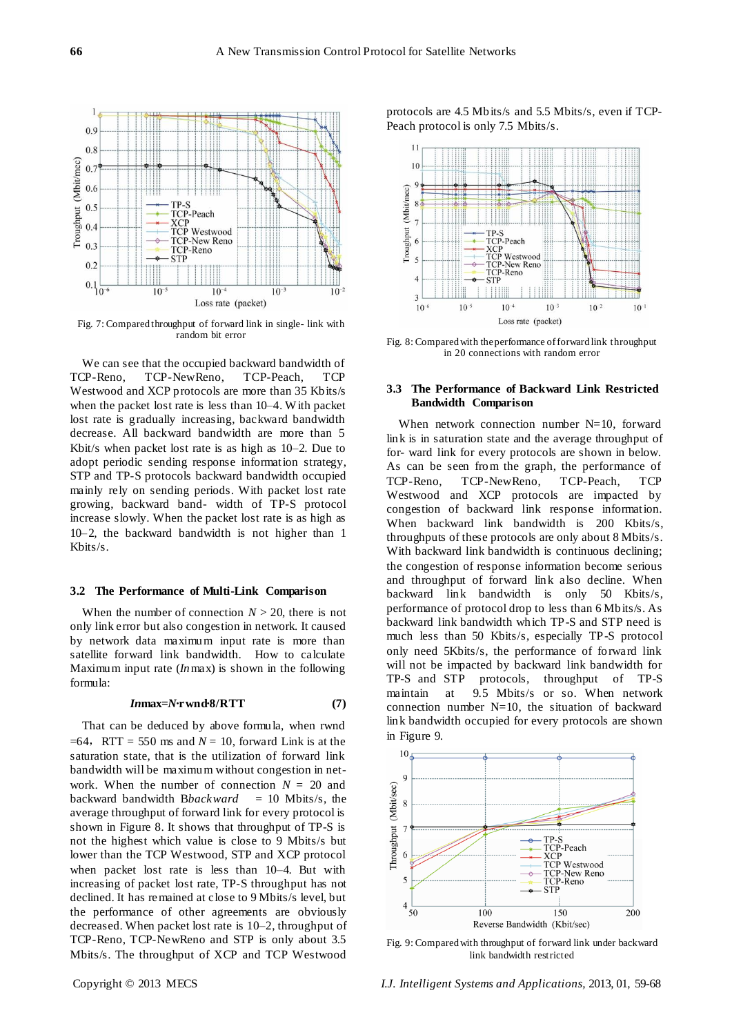Fig. 7: Compared throughput of forward link in single- link with random bit error

We can see that the occupied backward bandwidth of TCP-Reno, TCP-NewReno, TCP-Peach, TCP Westwood and XCP protocols are more than 35 Kbits/s when the packet lost rate is less than 10–4. With packet lost rate is gradually increasing, backward bandwidth decrease. All backward bandwidth are more than 5 Kbit/s when packet lost rate is as high as 10–2. Due to adopt periodic sending response information strategy, STP and TP-S protocols backward bandwidth occupied mainly rely on sending periods. With packet lost rate growing, backward band- width of TP-S protocol increase slowly. When the packet lost rate is as high as 10–2, the backward bandwidth is not higher than 1 Kbits/s.

## 3.2 The Performance of Multi-Link Comparison

When the number of connection $N > 20$, there is not only link error but also congestion in network. It caused by network data maximum input rate is more than satellite forward link bandwidth. How to calculate Maximum input rate (*In*max) is shown in the following formula:

$$In\max = N \cdot rwnd \cdot 8/RTT \quad (7)$$

That can be deduced by above formula, when rwnd =64，RTT = 550 ms and $N$ = 10, forward Link is at the saturation state, that is the utilization of forward link bandwidth will be maximum without congestion in net-work. When the number of connection $N$ = 20 and backward bandwidth B*backward* = 10 Mbits/s, the average throughput of forward link for every protocol is shown in Figure 8. It shows that throughput of TP-S is not the highest which value is close to 9 Mbits/s but lower than the TCP Westwood, STP and XCP protocol when packet lost rate is less than 10–4. But with increasing of packet lost rate, TP-S throughput has not declined. It has remained at close to 9 Mbits/s level, but the performance of other agreements are obviously decreased. When packet lost rate is 10–2, throughput of TCP-Reno, TCP-NewReno and STP is only about 3.5 Mbits/s. The throughput of XCP and TCP Westwood protocols are 4.5 Mbits/s and 5.5 Mbits/s, even if TCP-Peach protocol is only 7.5 Mbits/s.

Fig. 8: Compared with the performance of forward link throughput in 20 connections with random error

## 3.3 The Performance of Backward Link Restricted Bandwidth Comparison

When network connection number N=10, forward link is in saturation state and the average throughput of for- ward link for every protocols are shown in below. As can be seen from the graph, the performance of TCP-Reno, TCP-NewReno, TCP-Peach, TCP Westwood and XCP protocols are impacted by congestion of backward link response information. When backward link bandwidth is 200 Kbits/s, throughputs of these protocols are only about 8 Mbits/s. With backward link bandwidth is continuous declining; the congestion of response information become serious and throughput of forward link also decline. When backward link bandwidth is only 50 Kbits/s, performance of protocol drop to less than 6 Mbits/s. As backward link bandwidth which TP-S and STP need is much less than 50 Kbits/s, especially TP-S protocol only need 5Kbits/s, the performance of forward link will not be impacted by backward link bandwidth for TP-S and STP protocols, throughput of TP-S maintain at 9.5 Mbits/s or so. When network connection number N=10, the situation of backward link bandwidth occupied for every protocols are shown in Figure 9.

Fig. 9: Compared with throughput of forward link under backward link bandwidth restricted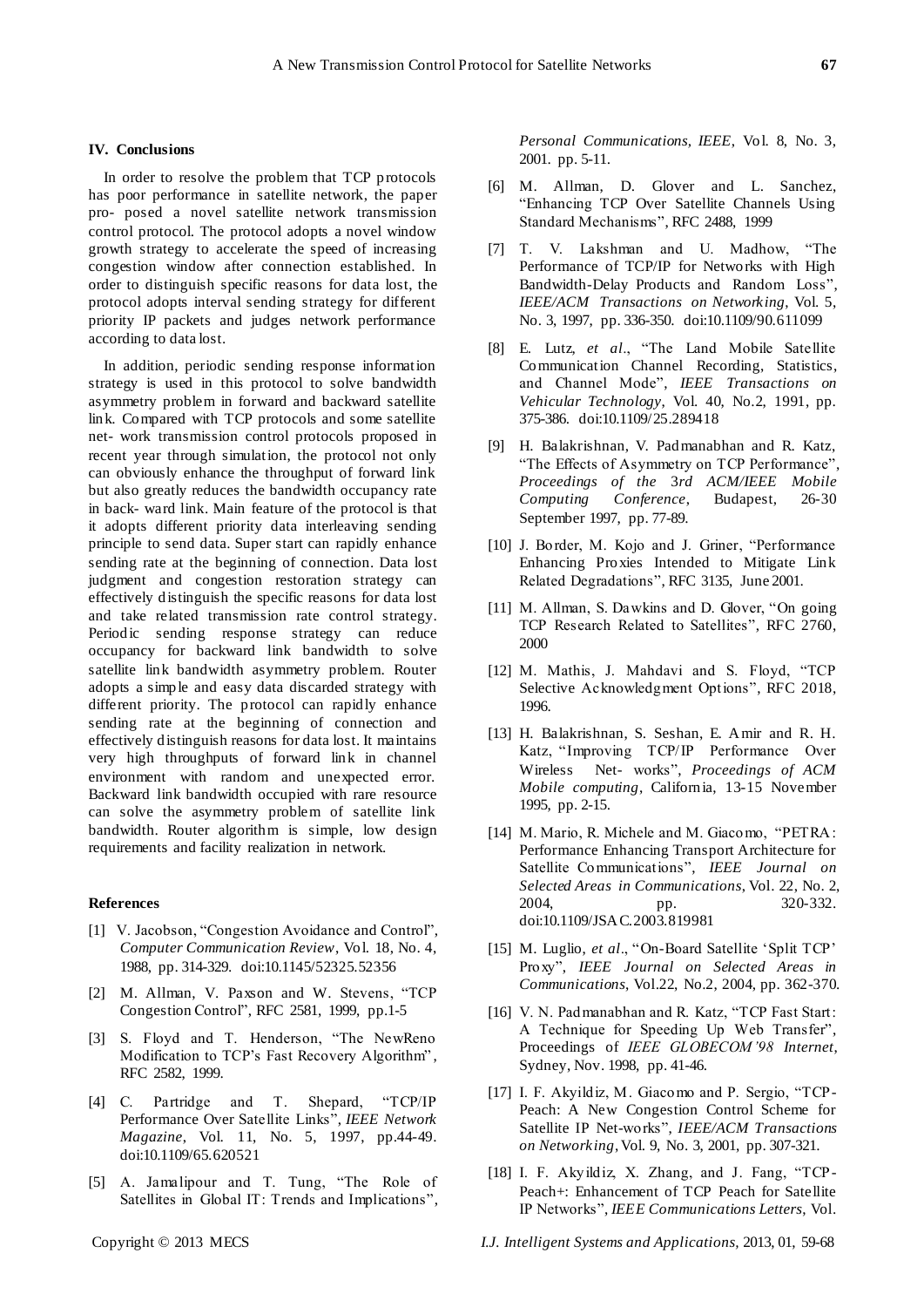## IV. Conclusions

In order to resolve the problem that TCP protocols has poor performance in satellite network, the paper pro- posed a novel satellite network transmission control protocol. The protocol adopts a novel window growth strategy to accelerate the speed of increasing congestion window after connection established. In order to distinguish specific reasons for data lost, the protocol adopts interval sending strategy for different priority IP packets and judges network performance according to data lost.

In addition, periodic sending response information strategy is used in this protocol to solve bandwidth asymmetry problem in forward and backward satellite link. Compared with TCP protocols and some satellite net- work transmission control protocols proposed in recent year through simulation, the protocol not only can obviously enhance the throughput of forward link but also greatly reduces the bandwidth occupancy rate in back- ward link. Main feature of the protocol is that it adopts different priority data interleaving sending principle to send data. Super start can rapidly enhance sending rate at the beginning of connection. Data lost judgment and congestion restoration strategy can effectively distinguish the specific reasons for data lost and take related transmission rate control strategy. Periodic sending response strategy can reduce occupancy for backward link bandwidth to solve satellite link bandwidth asymmetry problem. Router adopts a simple and easy data discarded strategy with different priority. The protocol can rapidly enhance sending rate at the beginning of connection and effectively distinguish reasons for data lost. It maintains very high throughputs of forward link in channel environment with random and unexpected error. Backward link bandwidth occupied with rare resource can solve the asymmetry problem of satellite link bandwidth. Router algorithm is simple, low design requirements and facility realization in network.

## References

[1] V. Jacobson, "Congestion Avoidance and Control", *Computer Communication Review*, Vol. 18, No. 4, 1988, pp. 314-329. doi:10.1145/52325.52356

[2] M. Allman, V. Paxson and W. Stevens, "TCP Congestion Control", RFC 2581, 1999, pp.1-5

[3] S. Floyd and T. Henderson, "The NewReno Modification to TCP's Fast Recovery Algorithm", RFC 2582, 1999.

[4] C. Partridge and T. Shepard, "TCP/IP Performance Over Satellite Links", *IEEE Network Magazine*, Vol. 11, No. 5, 1997, pp.44-49. doi:10.1109/65.620521

[5] A. Jamalipour and T. Tung, "The Role of Satellites in Global IT: Trends and Implications", *Personal Communications, IEEE*, Vol. 8, No. 3, 2001. pp. 5-11.

[6] M. Allman, D. Glover and L. Sanchez, "Enhancing TCP Over Satellite Channels Using Standard Mechanisms", RFC 2488, 1999

[7] T. V. Lakshman and U. Madhow, "The Performance of TCP/IP for Networks with High Bandwidth-Delay Products and Random Loss", *IEEE/ACM Transactions on Networking*, Vol. 5, No. 3, 1997, pp. 336-350. doi:10.1109/90.611099

[8] E. Lutz, *et al*., "The Land Mobile Satellite Communication Channel Recording, Statistics, and Channel Mode", *IEEE Transactions on Vehicular Technology*, Vol. 40, No.2, 1991, pp. 375-386. doi:10.1109/25.289418

[9] H. Balakrishnan, V. Padmanabhan and R. Katz, "The Effects of Asymmetry on TCP Performance", *Proceedings of the 3rd ACM/IEEE Mobile Computing Conference*, Budapest, 26-30 September 1997, pp. 77-89.

[10] J. Border, M. Kojo and J. Griner, "Performance Enhancing Proxies Intended to Mitigate Link Related Degradations", RFC 3135, June 2001.

[11] M. Allman, S. Dawkins and D. Glover, "On going TCP Research Related to Satellites", RFC 2760, 2000

[12] M. Mathis, J. Mahdavi and S. Floyd, "TCP Selective Acknowledgment Options", RFC 2018, 1996.

[13] H. Balakrishnan, S. Seshan, E. Amir and R. H. Katz, "Improving TCP/IP Performance Over Wireless Net- works", *Proceedings of ACM Mobile computing*, California, 13-15 November 1995, pp. 2-15.

[14] M. Mario, R. Michele and M. Giacomo, "PETRA: Performance Enhancing Transport Architecture for Satellite Communications", *IEEE Journal on Selected Areas in Communications*, Vol. 22, No. 2, 2004, pp. 320-332. doi:10.1109/JSAC.2003.819981

[15] M. Luglio, *et al*., "On-Board Satellite 'Split TCP' Proxy", *IEEE Journal on Selected Areas in Communications*, Vol.22, No.2, 2004, pp. 362-370.

[16] V. N. Padmanabhan and R. Katz, "TCP Fast Start: A Technique for Speeding Up Web Transfer", Proceedings of *IEEE GLOBECOM'98 Internet*, Sydney, Nov. 1998, pp. 41-46.

[17] I. F. Akyildiz, M. Giacomo and P. Sergio, "TCP-Peach: A New Congestion Control Scheme for Satellite IP Net-works", *IEEE/ACM Transactions on Networking*, Vol. 9, No. 3, 2001, pp. 307-321.

[18] I. F. Akyildiz, X. Zhang, and J. Fang, "TCP-Peach+: Enhancement of TCP Peach for Satellite IP Networks", *IEEE Communications Letters*, Vol.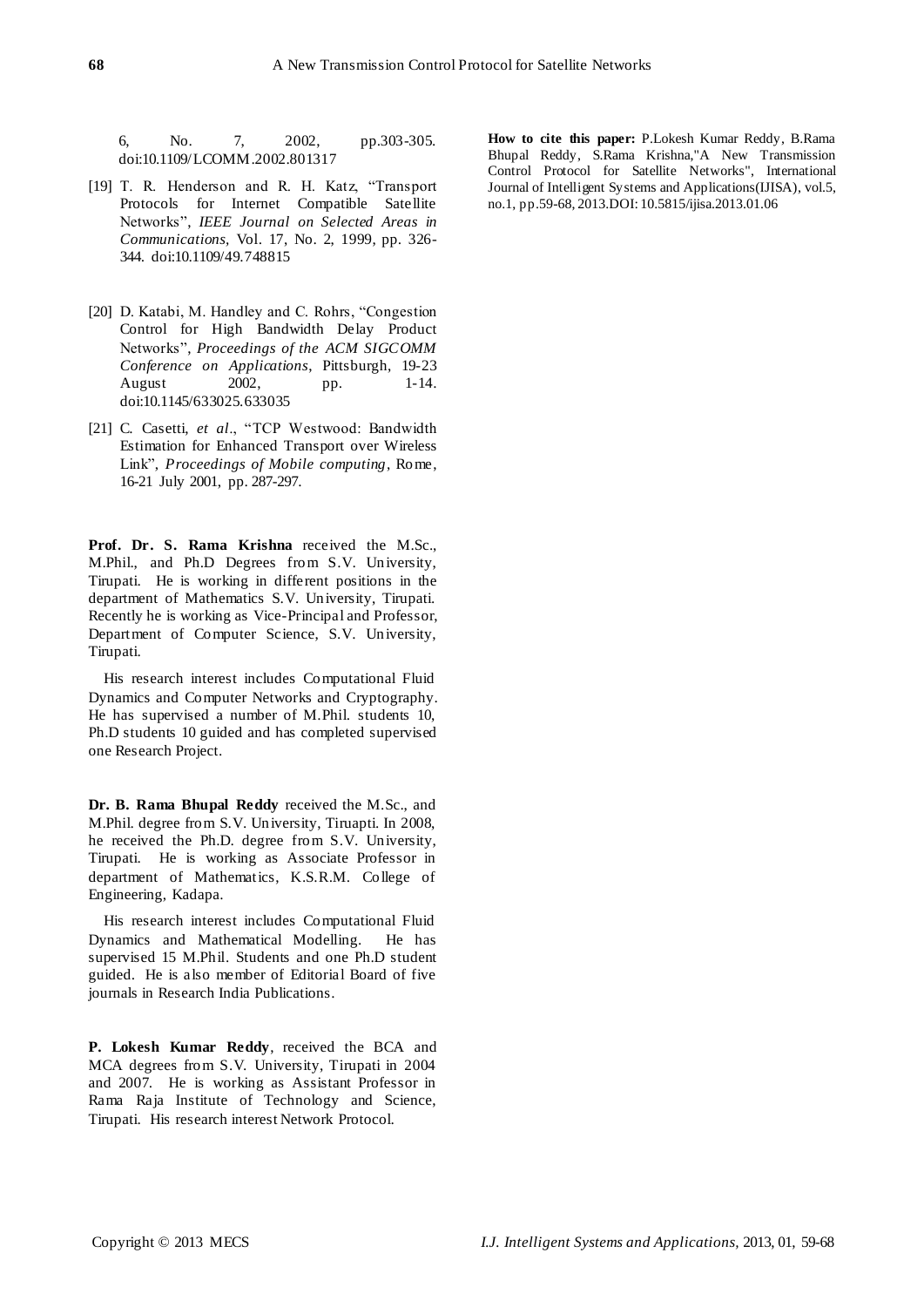6, No. 7, 2002, pp.303-305. doi:10.1109/LCOMM.2002.801317

[19] T. R. Henderson and R. H. Katz, "Transport Protocols for Internet Compatible Satellite Networks", *IEEE Journal on Selected Areas in Communications*, Vol. 17, No. 2, 1999, pp. 326-344. doi:10.1109/49.748815

[20] D. Katabi, M. Handley and C. Rohrs, "Congestion Control for High Bandwidth Delay Product Networks", *Proceedings of the ACM SIGCOMM Conference on Applications*, Pittsburgh, 19-23 August 2002, pp. 1-14. doi:10.1145/633025.633035

[21] C. Casetti, *et al*., "TCP Westwood: Bandwidth Estimation for Enhanced Transport over Wireless Link", *Proceedings of Mobile computing*, Rome, 16-21 July 2001, pp. 287-297.

**Prof. Dr. S. Rama Krishna** received the M.Sc., M.Phil., and Ph.D Degrees from S.V. University, Tirupati. He is working in different positions in the department of Mathematics S.V. University, Tirupati. Recently he is working as Vice-Principal and Professor, Department of Computer Science, S.V. University, Tirupati.

His research interest includes Computational Fluid Dynamics and Computer Networks and Cryptography. He has supervised a number of M.Phil. students 10, Ph.D students 10 guided and has completed supervised one Research Project.

**Dr. B. Rama Bhupal Reddy** received the M.Sc., and M.Phil. degree from S.V. University, Tiruapti. In 2008, he received the Ph.D. degree from S.V. University, Tirupati. He is working as Associate Professor in department of Mathematics, K.S.R.M. College of Engineering, Kadapa.

His research interest includes Computational Fluid Dynamics and Mathematical Modelling. He has supervised 15 M.Phil. Students and one Ph.D student guided. He is also member of Editorial Board of five journals in Research India Publications.

**P. Lokesh Kumar Reddy**, received the BCA and MCA degrees from S.V. University, Tirupati in 2004 and 2007. He is working as Assistant Professor in Rama Raja Institute of Technology and Science, Tirupati. His research interest Network Protocol.

**How to cite this paper:** P.Lokesh Kumar Reddy, B.Rama Bhupal Reddy, S.Rama Krishna,"A New Transmission Control Protocol for Satellite Networks", International Journal of Intelligent Systems and Applications(IJISA), vol.5, no.1, pp.59-68, 2013.DOI: 10.5815/ijisa.2013.01.06